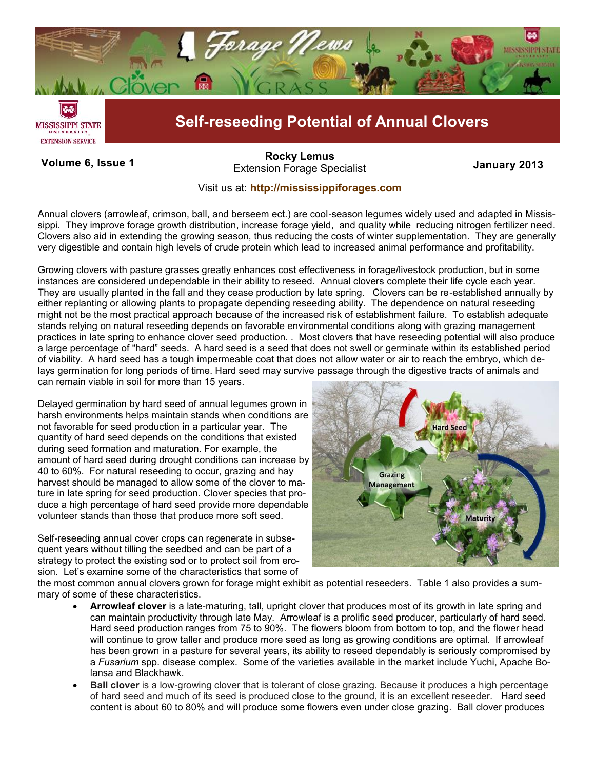# Forage News

## Self-reseeding Potential of Annual Clovers

**Volume 6, Issue 1**

**Rocky Lemus**
Extension Forage Specialist

**January 2013**

Visit us at: **http://mississippiforages.com**

Annual clovers (arrowleaf, crimson, ball, and berseem ect.) are cool-season legumes widely used and adapted in Mississippi. They improve forage growth distribution, increase forage yield, and quality while reducing nitrogen fertilizer need. Clovers also aid in extending the growing season, thus reducing the costs of winter supplementation. They are generally very digestible and contain high levels of crude protein which lead to increased animal performance and profitability.

Growing clovers with pasture grasses greatly enhances cost effectiveness in forage/livestock production, but in some instances are considered undependable in their ability to reseed. Annual clovers complete their life cycle each year. They are usually planted in the fall and they cease production by late spring. Clovers can be re-established annually by either replanting or allowing plants to propagate depending reseeding ability. The dependence on natural reseeding might not be the most practical approach because of the increased risk of establishment failure. To establish adequate stands relying on natural reseeding depends on favorable environmental conditions along with grazing management practices in late spring to enhance clover seed production. . Most clovers that have reseeding potential will also produce a large percentage of "hard" seeds. A hard seed is a seed that does not swell or germinate within its established period of viability. A hard seed has a tough impermeable coat that does not allow water or air to reach the embryo, which delays germination for long periods of time. Hard seed may survive passage through the digestive tracts of animals and can remain viable in soil for more than 15 years.

Delayed germination by hard seed of annual legumes grown in harsh environments helps maintain stands when conditions are not favorable for seed production in a particular year. The quantity of hard seed depends on the conditions that existed during seed formation and maturation. For example, the amount of hard seed during drought conditions can increase by 40 to 60%. For natural reseeding to occur, grazing and hay harvest should be managed to allow some of the clover to mature in late spring for seed production. Clover species that produce a high percentage of hard seed provide more dependable volunteer stands than those that produce more soft seed.

Self-reseeding annual cover crops can regenerate in subsequent years without tilling the seedbed and can be part of a strategy to protect the existing sod or to protect soil from erosion. Let's examine some of the characteristics that some of the most common annual clovers grown for forage might exhibit as potential reseeders. Table 1 also provides a summary of some of these characteristics.

- **Arrowleaf clover** is a late-maturing, tall, upright clover that produces most of its growth in late spring and can maintain productivity through late May. Arrowleaf is a prolific seed producer, particularly of hard seed. Hard seed production ranges from 75 to 90%. The flowers bloom from bottom to top, and the flower head will continue to grow taller and produce more seed as long as growing conditions are optimal. If arrowleaf has been grown in a pasture for several years, its ability to reseed dependably is seriously compromised by a *Fusarium* spp. disease complex. Some of the varieties available in the market include Yuchi, Apache Bolansa and Blackhawk.
- **Ball clover** is a low-growing clover that is tolerant of close grazing. Because it produces a high percentage of hard seed and much of its seed is produced close to the ground, it is an excellent reseeder. Hard seed content is about 60 to 80% and will produce some flowers even under close grazing. Ball clover produces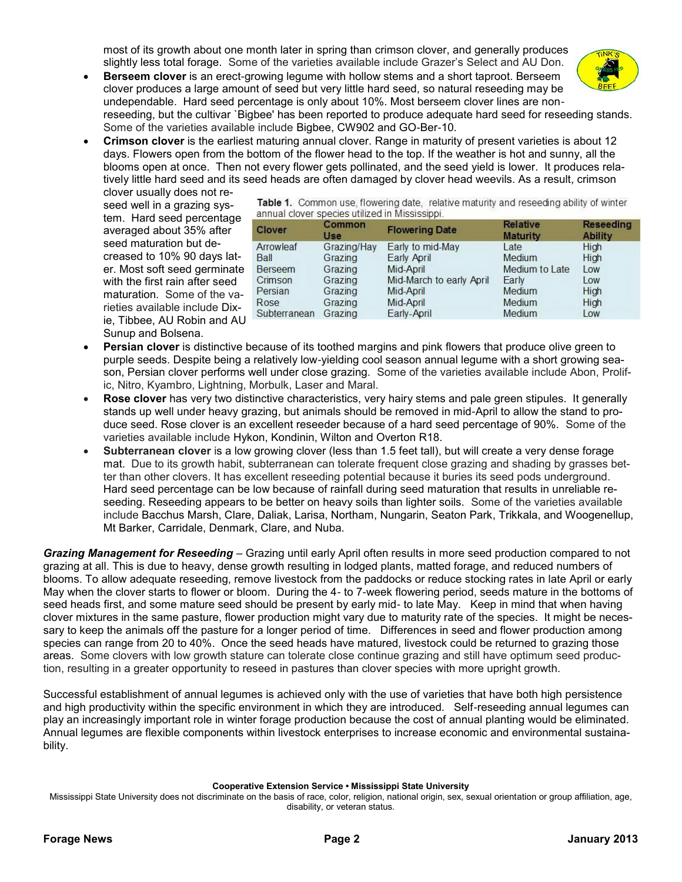most of its growth about one month later in spring than crimson clover, and generally produces slightly less total forage. Some of the varieties available include Grazer's Select and AU Don.

- **Berseem clover** is an erect-growing legume with hollow stems and a short taproot. Berseem clover produces a large amount of seed but very little hard seed, so natural reseeding may be undependable. Hard seed percentage is only about 10%. Most berseem clover lines are non-reseeding, but the cultivar `Bigbee' has been reported to produce adequate hard seed for reseeding stands. Some of the varieties available include Bigbee, CW902 and GO-Ber-10.
- **Crimson clover** is the earliest maturing annual clover. Range in maturity of present varieties is about 12 days. Flowers open from the bottom of the flower head to the top. If the weather is hot and sunny, all the blooms open at once. Then not every flower gets pollinated, and the seed yield is lower. It produces relatively little hard seed and its seed heads are often damaged by clover head weevils. As a result, crimson clover usually does not reseed well in a grazing system. Hard seed percentage averaged about 35% after seed maturation but decreased to 10% 90 days later. Most soft seed germinate with the first rain after seed maturation. Some of the varieties available include Dixie, Tibbee, AU Robin and AU Sunup and Bolsena.

**Table 1.** Common use, flowering date, relative maturity and reseeding ability of winter annual clover species utilized in Mississippi.

| Clover | Common Use | Flowering Date | Relative Maturity | Reseeding Ability |
|---|---|---|---|---|
| Arrowleaf | Grazing/Hay | Early to mid-May | Late | High |
| Ball | Grazing | Early April | Medium | High |
| Berseem | Grazing | Mid-April | Medium to Late | Low |
| Crimson | Grazing | Mid-March to early April | Early | Low |
| Persian | Grazing | Mid-April | Medium | High |
| Rose | Grazing | Mid-April | Medium | High |
| Subterranean | Grazing | Early-April | Medium | Low |

- **Persian clover** is distinctive because of its toothed margins and pink flowers that produce olive green to purple seeds. Despite being a relatively low-yielding cool season annual legume with a short growing season, Persian clover performs well under close grazing. Some of the varieties available include Abon, Prolific, Nitro, Kyambro, Lightning, Morbulk, Laser and Maral.
- **Rose clover** has very two distinctive characteristics, very hairy stems and pale green stipules. It generally stands up well under heavy grazing, but animals should be removed in mid-April to allow the stand to produce seed. Rose clover is an excellent reseeder because of a hard seed percentage of 90%. Some of the varieties available include Hykon, Kondinin, Wilton and Overton R18.
- **Subterranean clover** is a low growing clover (less than 1.5 feet tall), but will create a very dense forage mat. Due to its growth habit, subterranean can tolerate frequent close grazing and shading by grasses better than other clovers. It has excellent reseeding potential because it buries its seed pods underground. Hard seed percentage can be low because of rainfall during seed maturation that results in unreliable reseeding. Reseeding appears to be better on heavy soils than lighter soils. Some of the varieties available include Bacchus Marsh, Clare, Daliak, Larisa, Northam, Nungarin, Seaton Park, Trikkala, and Woogenellup, Mt Barker, Carridale, Denmark, Clare, and Nuba.

***Grazing Management for Reseeding*** – Grazing until early April often results in more seed production compared to not grazing at all. This is due to heavy, dense growth resulting in lodged plants, matted forage, and reduced numbers of blooms. To allow adequate reseeding, remove livestock from the paddocks or reduce stocking rates in late April or early May when the clover starts to flower or bloom. During the 4- to 7-week flowering period, seeds mature in the bottoms of seed heads first, and some mature seed should be present by early mid- to late May. Keep in mind that when having clover mixtures in the same pasture, flower production might vary due to maturity rate of the species. It might be necessary to keep the animals off the pasture for a longer period of time. Differences in seed and flower production among species can range from 20 to 40%. Once the seed heads have matured, livestock could be returned to grazing those areas. Some clovers with low growth stature can tolerate close continue grazing and still have optimum seed production, resulting in a greater opportunity to reseed in pastures than clover species with more upright growth.

Successful establishment of annual legumes is achieved only with the use of varieties that have both high persistence and high productivity within the specific environment in which they are introduced. Self-reseeding annual legumes can play an increasingly important role in winter forage production because the cost of annual planting would be eliminated. Annual legumes are flexible components within livestock enterprises to increase economic and environmental sustainability.

**Cooperative Extension Service • Mississippi State University**

Mississippi State University does not discriminate on the basis of race, color, religion, national origin, sex, sexual orientation or group affiliation, age, disability, or veteran status.